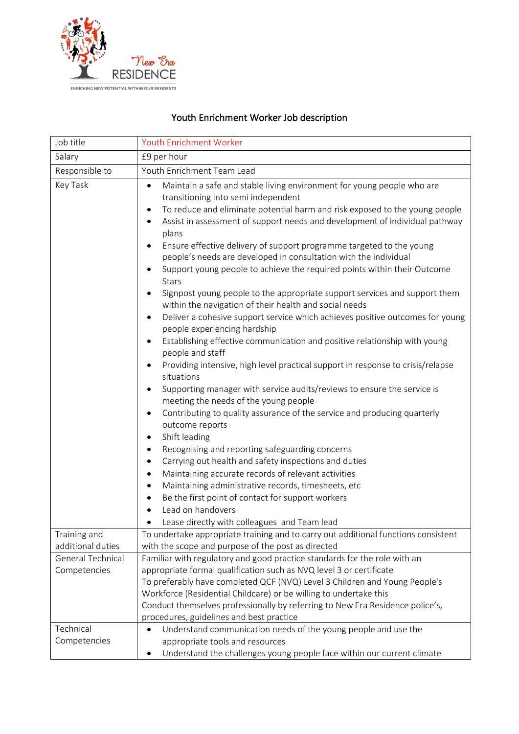New Era RESIDENCE

ENRICHING NEW POTENTIAL WITHIN OUR RESIDENTS

# Youth Enrichment Worker Job description

| Job title | Youth Enrichment Worker |
|---|---|
| Salary | £9 per hour |
| Responsible to | Youth Enrichment Team Lead |
| Key Task | • Maintain a safe and stable living environment for young people who are transitioning into semi independent<br>• To reduce and eliminate potential harm and risk exposed to the young people<br>• Assist in assessment of support needs and development of individual pathway plans<br>• Ensure effective delivery of support programme targeted to the young people's needs are developed in consultation with the individual<br>• Support young people to achieve the required points within their Outcome Stars<br>• Signpost young people to the appropriate support services and support them within the navigation of their health and social needs<br>• Deliver a cohesive support service which achieves positive outcomes for young people experiencing hardship<br>• Establishing effective communication and positive relationship with young people and staff<br>• Providing intensive, high level practical support in response to crisis/relapse situations<br>• Supporting manager with service audits/reviews to ensure the service is meeting the needs of the young people<br>• Contributing to quality assurance of the service and producing quarterly outcome reports<br>• Shift leading<br>• Recognising and reporting safeguarding concerns<br>• Carrying out health and safety inspections and duties<br>• Maintaining accurate records of relevant activities<br>• Maintaining administrative records, timesheets, etc<br>• Be the first point of contact for support workers<br>• Lead on handovers<br>• Lease directly with colleagues and Team lead |
| Training and additional duties | To undertake appropriate training and to carry out additional functions consistent with the scope and purpose of the post as directed |
| General Technical Competencies | Familiar with regulatory and good practice standards for the role with an appropriate formal qualification such as NVQ level 3 or certificate<br>To preferably have completed QCF (NVQ) Level 3 Children and Young People's Workforce (Residential Childcare) or be willing to undertake this<br>Conduct themselves professionally by referring to New Era Residence police's, procedures, guidelines and best practice |
| Technical Competencies | • Understand communication needs of the young people and use the appropriate tools and resources<br>• Understand the challenges young people face within our current climate |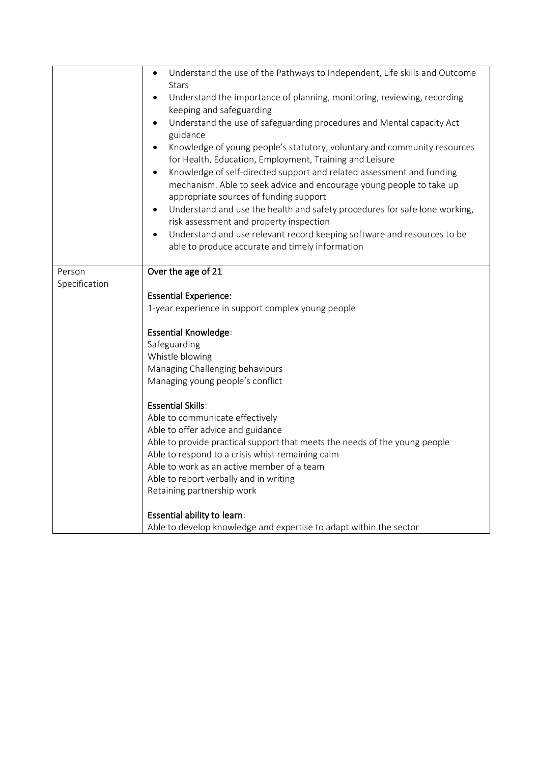| | |
|---|---|
| | • Understand the use of the Pathways to Independent, Life skills and Outcome Stars<br>• Understand the importance of planning, monitoring, reviewing, recording keeping and safeguarding<br>• Understand the use of safeguarding procedures and Mental capacity Act guidance<br>• Knowledge of young people's statutory, voluntary and community resources for Health, Education, Employment, Training and Leisure<br>• Knowledge of self-directed support and related assessment and funding mechanism. Able to seek advice and encourage young people to take up appropriate sources of funding support<br>• Understand and use the health and safety procedures for safe lone working, risk assessment and property inspection<br>• Understand and use relevant record keeping software and resources to be able to produce accurate and timely information |
| Person Specification | Over the age of 21<br><br>Essential Experience:<br>1-year experience in support complex young people<br><br>Essential Knowledge:<br>Safeguarding<br>Whistle blowing<br>Managing Challenging behaviours<br>Managing young people's conflict<br><br>Essential Skills:<br>Able to communicate effectively<br>Able to offer advice and guidance<br>Able to provide practical support that meets the needs of the young people<br>Able to respond to a crisis whist remaining calm<br>Able to work as an active member of a team<br>Able to report verbally and in writing<br>Retaining partnership work<br><br>Essential ability to learn:<br>Able to develop knowledge and expertise to adapt within the sector |